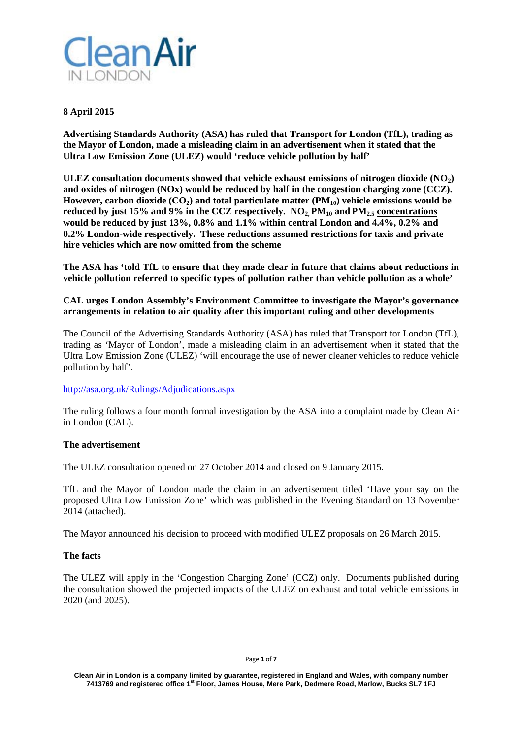**Clean Air IN LONDON**

**8 April 2015**

**Advertising Standards Authority (ASA) has ruled that Transport for London (TfL), trading as the Mayor of London, made a misleading claim in an advertisement when it stated that the Ultra Low Emission Zone (ULEZ) would 'reduce vehicle pollution by half'**

**ULEZ consultation documents showed that <u>vehicle exhaust emissions</u> of nitrogen dioxide ($NO_2$) and oxides of nitrogen (NOx) would be reduced by half in the congestion charging zone (CCZ). However, carbon dioxide ($CO_2$) and <u>total</u> particulate matter ($PM_{10}$) vehicle emissions would be reduced by just 15% and 9% in the CCZ respectively. $NO_2$, $PM_{10}$ and $PM_{2.5}$ <u>concentrations</u> would be reduced by just 13%, 0.8% and 1.1% within central London and 4.4%, 0.2% and 0.2% London-wide respectively. These reductions assumed restrictions for taxis and private hire vehicles which are now omitted from the scheme**

**The ASA has 'told TfL to ensure that they made clear in future that claims about reductions in vehicle pollution referred to specific types of pollution rather than vehicle pollution as a whole'**

**CAL urges London Assembly's Environment Committee to investigate the Mayor's governance arrangements in relation to air quality after this important ruling and other developments**

The Council of the Advertising Standards Authority (ASA) has ruled that Transport for London (TfL), trading as 'Mayor of London', made a misleading claim in an advertisement when it stated that the Ultra Low Emission Zone (ULEZ) 'will encourage the use of newer cleaner vehicles to reduce vehicle pollution by half'.

http://asa.org.uk/Rulings/Adjudications.aspx

The ruling follows a four month formal investigation by the ASA into a complaint made by Clean Air in London (CAL).

**The advertisement**

The ULEZ consultation opened on 27 October 2014 and closed on 9 January 2015.

TfL and the Mayor of London made the claim in an advertisement titled 'Have your say on the proposed Ultra Low Emission Zone' which was published in the Evening Standard on 13 November 2014 (attached).

The Mayor announced his decision to proceed with modified ULEZ proposals on 26 March 2015.

**The facts**

The ULEZ will apply in the 'Congestion Charging Zone' (CCZ) only. Documents published during the consultation showed the projected impacts of the ULEZ on exhaust and total vehicle emissions in 2020 (and 2025).

**Clean Air in London is a company limited by guarantee, registered in England and Wales, with company number 7413769 and registered office 1st Floor, James House, Mere Park, Dedmere Road, Marlow, Bucks SL7 1FJ**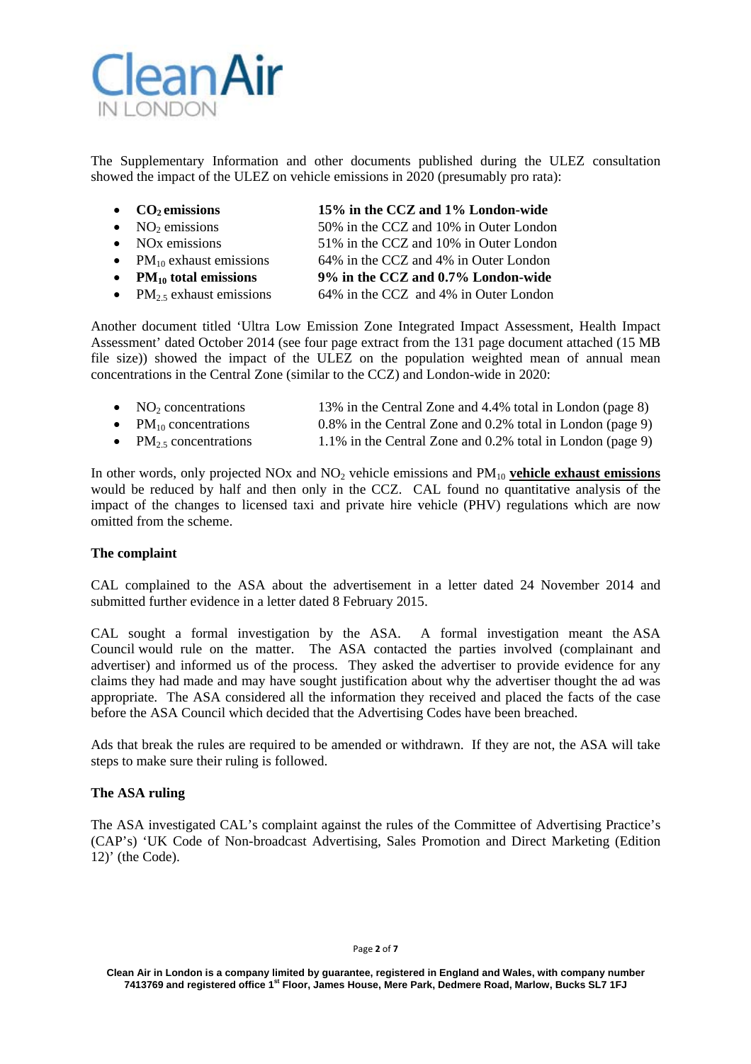The Supplementary Information and other documents published during the ULEZ consultation showed the impact of the ULEZ on vehicle emissions in 2020 (presumably pro rata):

- **$CO_2$ emissions** **15% in the CCZ and 1% London-wide**
- $NO_2$ emissions 50% in the CCZ and 10% in Outer London
- NOx emissions 51% in the CCZ and 10% in Outer London
- $PM_{10}$ exhaust emissions 64% in the CCZ and 4% in Outer London
- **$PM_{10}$ total emissions** **9% in the CCZ and 0.7% London-wide**
- $PM_{2.5}$ exhaust emissions 64% in the CCZ and 4% in Outer London

Another document titled 'Ultra Low Emission Zone Integrated Impact Assessment, Health Impact Assessment' dated October 2014 (see four page extract from the 131 page document attached (15 MB file size)) showed the impact of the ULEZ on the population weighted mean of annual mean concentrations in the Central Zone (similar to the CCZ) and London-wide in 2020:

- $NO_2$ concentrations 13% in the Central Zone and 4.4% total in London (page 8)
- $PM_{10}$ concentrations 0.8% in the Central Zone and 0.2% total in London (page 9)
- $PM_{2.5}$ concentrations 1.1% in the Central Zone and 0.2% total in London (page 9)

In other words, only projected NOx and $NO_2$ vehicle emissions and $PM_{10}$ **vehicle exhaust emissions** would be reduced by half and then only in the CCZ. CAL found no quantitative analysis of the impact of the changes to licensed taxi and private hire vehicle (PHV) regulations which are now omitted from the scheme.

**The complaint**

CAL complained to the ASA about the advertisement in a letter dated 24 November 2014 and submitted further evidence in a letter dated 8 February 2015.

CAL sought a formal investigation by the ASA. A formal investigation meant the ASA Council would rule on the matter. The ASA contacted the parties involved (complainant and advertiser) and informed us of the process. They asked the advertiser to provide evidence for any claims they had made and may have sought justification about why the advertiser thought the ad was appropriate. The ASA considered all the information they received and placed the facts of the case before the ASA Council which decided that the Advertising Codes have been breached.

Ads that break the rules are required to be amended or withdrawn. If they are not, the ASA will take steps to make sure their ruling is followed.

**The ASA ruling**

The ASA investigated CAL's complaint against the rules of the Committee of Advertising Practice's (CAP's) 'UK Code of Non-broadcast Advertising, Sales Promotion and Direct Marketing (Edition 12)' (the Code).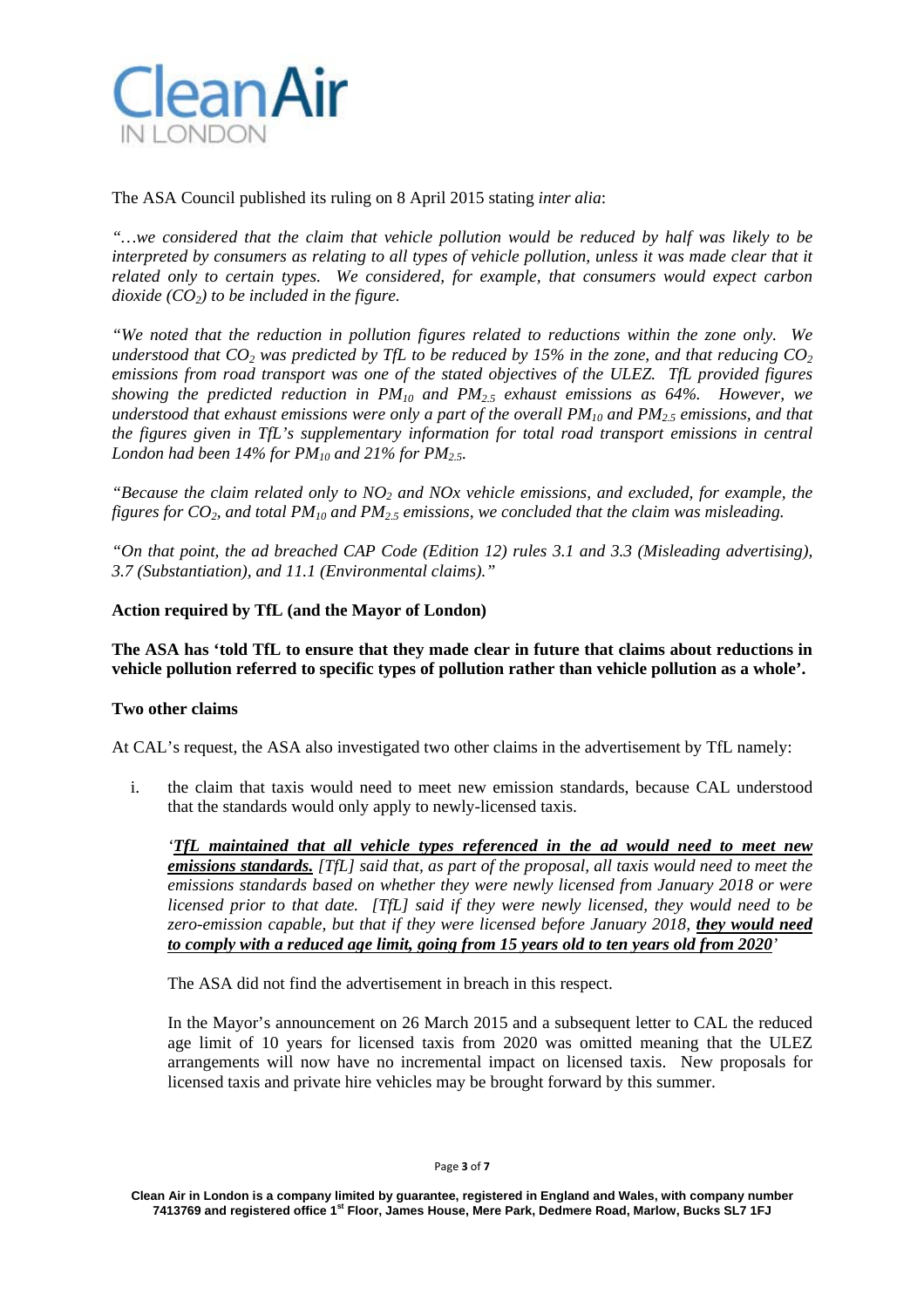The ASA Council published its ruling on 8 April 2015 stating *inter alia*:

*"…we considered that the claim that vehicle pollution would be reduced by half was likely to be interpreted by consumers as relating to all types of vehicle pollution, unless it was made clear that it related only to certain types. We considered, for example, that consumers would expect carbon dioxide ($CO_2$) to be included in the figure.*

*"We noted that the reduction in pollution figures related to reductions within the zone only. We understood that $CO_2$ was predicted by TfL to be reduced by 15% in the zone, and that reducing $CO_2$ emissions from road transport was one of the stated objectives of the ULEZ. TfL provided figures showing the predicted reduction in $PM_{10}$ and $PM_{2.5}$ exhaust emissions as 64%. However, we understood that exhaust emissions were only a part of the overall $PM_{10}$ and $PM_{2.5}$ emissions, and that the figures given in TfL's supplementary information for total road transport emissions in central London had been 14% for $PM_{10}$ and 21% for $PM_{2.5}$.*

*"Because the claim related only to $NO_2$ and NOx vehicle emissions, and excluded, for example, the figures for $CO_2$, and total $PM_{10}$ and $PM_{2.5}$ emissions, we concluded that the claim was misleading.*

*"On that point, the ad breached CAP Code (Edition 12) rules 3.1 and 3.3 (Misleading advertising), 3.7 (Substantiation), and 11.1 (Environmental claims)."*

**Action required by TfL (and the Mayor of London)**

**The ASA has 'told TfL to ensure that they made clear in future that claims about reductions in vehicle pollution referred to specific types of pollution rather than vehicle pollution as a whole'.**

**Two other claims**

At CAL's request, the ASA also investigated two other claims in the advertisement by TfL namely:

i. the claim that taxis would need to meet new emission standards, because CAL understood that the standards would only apply to newly-licensed taxis.

   *'**TfL maintained that all vehicle types referenced in the ad would need to meet new emissions standards.** [TfL] said that, as part of the proposal, all taxis would need to meet the emissions standards based on whether they were newly licensed from January 2018 or were licensed prior to that date. [TfL] said if they were newly licensed, they would need to be zero-emission capable, but that if they were licensed before January 2018, **they would need to comply with a reduced age limit, going from 15 years old to ten years old from 2020**'*

   The ASA did not find the advertisement in breach in this respect.

   In the Mayor's announcement on 26 March 2015 and a subsequent letter to CAL the reduced age limit of 10 years for licensed taxis from 2020 was omitted meaning that the ULEZ arrangements will now have no incremental impact on licensed taxis. New proposals for licensed taxis and private hire vehicles may be brought forward by this summer.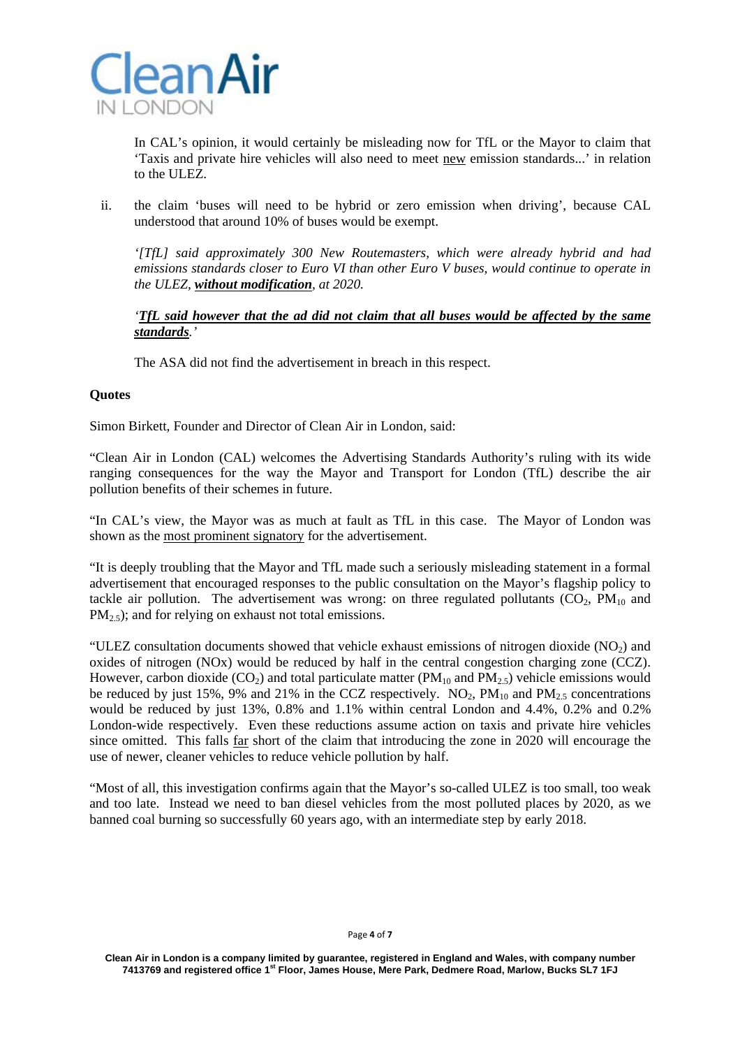In CAL's opinion, it would certainly be misleading now for TfL or the Mayor to claim that 'Taxis and private hire vehicles will also need to meet new emission standards...' in relation to the ULEZ.

ii. the claim 'buses will need to be hybrid or zero emission when driving', because CAL understood that around 10% of buses would be exempt.

*'[TfL] said approximately 300 New Routemasters, which were already hybrid and had emissions standards closer to Euro VI than other Euro V buses, would continue to operate in the ULEZ,* ***without modification****, at 2020.*

*'****TfL said however that the ad did not claim that all buses would be affected by the same standards****.'*

The ASA did not find the advertisement in breach in this respect.

**Quotes**

Simon Birkett, Founder and Director of Clean Air in London, said:

"Clean Air in London (CAL) welcomes the Advertising Standards Authority's ruling with its wide ranging consequences for the way the Mayor and Transport for London (TfL) describe the air pollution benefits of their schemes in future.

"In CAL's view, the Mayor was as much at fault as TfL in this case. The Mayor of London was shown as the most prominent signatory for the advertisement.

"It is deeply troubling that the Mayor and TfL made such a seriously misleading statement in a formal advertisement that encouraged responses to the public consultation on the Mayor's flagship policy to tackle air pollution. The advertisement was wrong: on three regulated pollutants ($CO_2$, $PM_{10}$ and $PM_{2.5}$); and for relying on exhaust not total emissions.

"ULEZ consultation documents showed that vehicle exhaust emissions of nitrogen dioxide ($NO_2$) and oxides of nitrogen (NOx) would be reduced by half in the central congestion charging zone (CCZ). However, carbon dioxide ($CO_2$) and total particulate matter ($PM_{10}$ and $PM_{2.5}$) vehicle emissions would be reduced by just 15%, 9% and 21% in the CCZ respectively. $NO_2$, $PM_{10}$ and $PM_{2.5}$ concentrations would be reduced by just 13%, 0.8% and 1.1% within central London and 4.4%, 0.2% and 0.2% London-wide respectively. Even these reductions assume action on taxis and private hire vehicles since omitted. This falls far short of the claim that introducing the zone in 2020 will encourage the use of newer, cleaner vehicles to reduce vehicle pollution by half.

"Most of all, this investigation confirms again that the Mayor's so-called ULEZ is too small, too weak and too late. Instead we need to ban diesel vehicles from the most polluted places by 2020, as we banned coal burning so successfully 60 years ago, with an intermediate step by early 2018.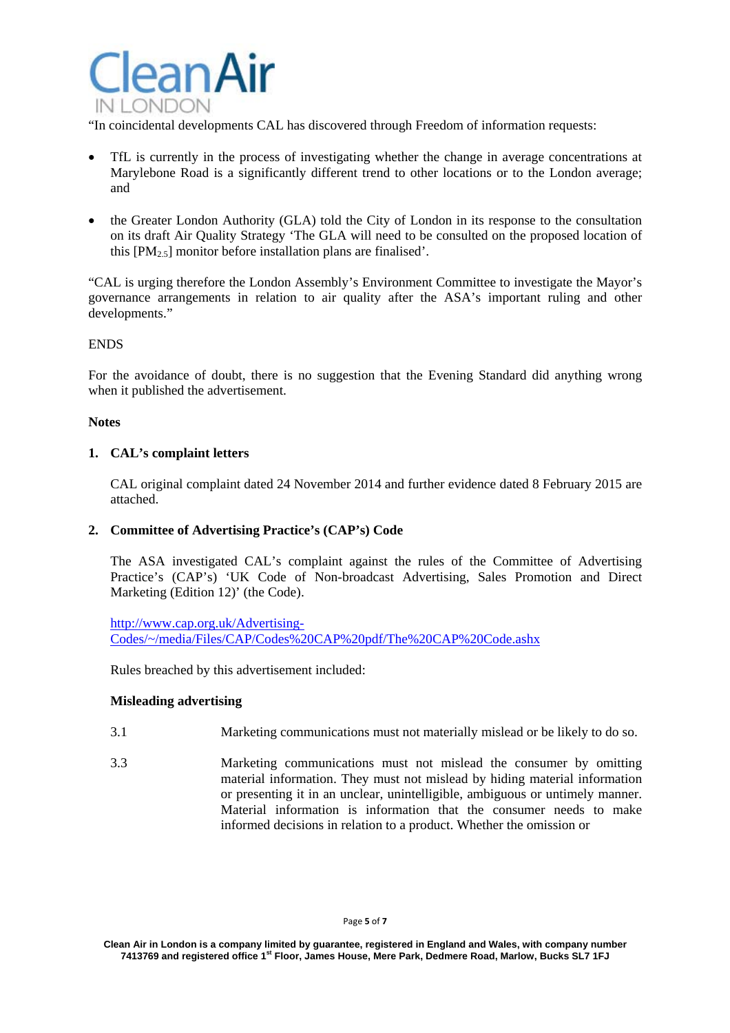"In coincidental developments CAL has discovered through Freedom of information requests:

- TfL is currently in the process of investigating whether the change in average concentrations at Marylebone Road is a significantly different trend to other locations or to the London average; and

- the Greater London Authority (GLA) told the City of London in its response to the consultation on its draft Air Quality Strategy 'The GLA will need to be consulted on the proposed location of this [$PM_{2.5}$] monitor before installation plans are finalised'.

"CAL is urging therefore the London Assembly's Environment Committee to investigate the Mayor's governance arrangements in relation to air quality after the ASA's important ruling and other developments."

ENDS

For the avoidance of doubt, there is no suggestion that the Evening Standard did anything wrong when it published the advertisement.

**Notes**

**1. CAL's complaint letters**

CAL original complaint dated 24 November 2014 and further evidence dated 8 February 2015 are attached.

**2. Committee of Advertising Practice's (CAP's) Code**

The ASA investigated CAL's complaint against the rules of the Committee of Advertising Practice's (CAP's) 'UK Code of Non-broadcast Advertising, Sales Promotion and Direct Marketing (Edition 12)' (the Code).

http://www.cap.org.uk/Advertising-Codes/~/media/Files/CAP/Codes%20CAP%20pdf/The%20CAP%20Code.ashx

Rules breached by this advertisement included:

**Misleading advertising**

3.1 Marketing communications must not materially mislead or be likely to do so.

3.3 Marketing communications must not mislead the consumer by omitting material information. They must not mislead by hiding material information or presenting it in an unclear, unintelligible, ambiguous or untimely manner. Material information is information that the consumer needs to make informed decisions in relation to a product. Whether the omission or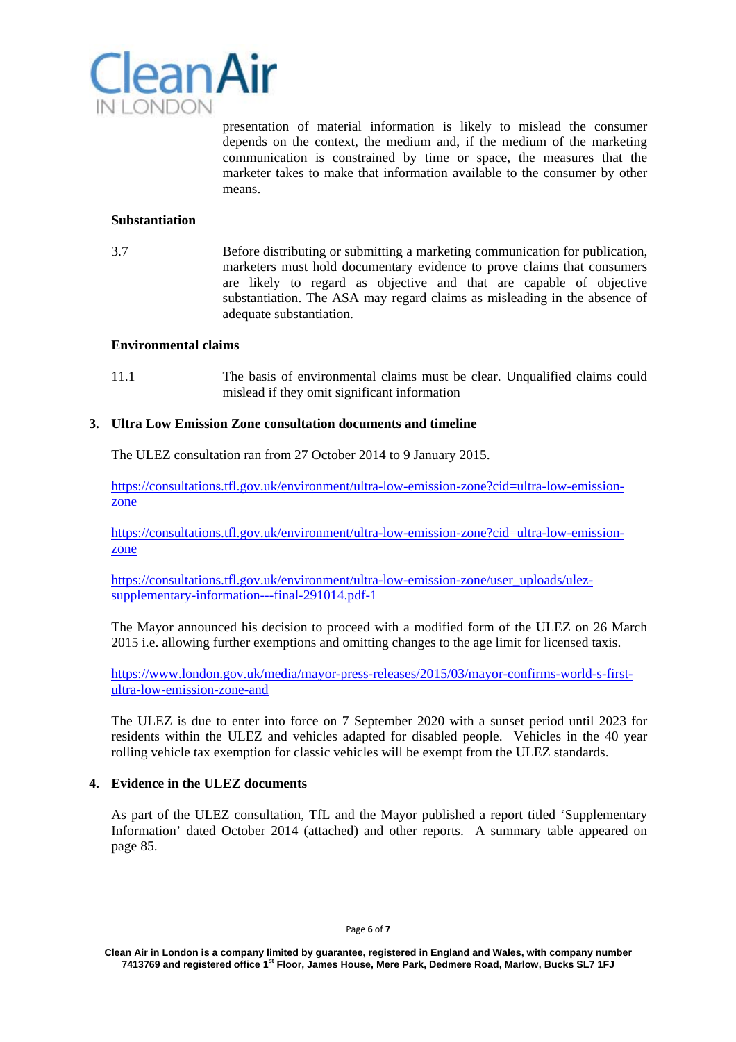presentation of material information is likely to mislead the consumer depends on the context, the medium and, if the medium of the marketing communication is constrained by time or space, the measures that the marketer takes to make that information available to the consumer by other means.

**Substantiation**

3.7 Before distributing or submitting a marketing communication for publication, marketers must hold documentary evidence to prove claims that consumers are likely to regard as objective and that are capable of objective substantiation. The ASA may regard claims as misleading in the absence of adequate substantiation.

**Environmental claims**

11.1 The basis of environmental claims must be clear. Unqualified claims could mislead if they omit significant information

## 3. Ultra Low Emission Zone consultation documents and timeline

The ULEZ consultation ran from 27 October 2014 to 9 January 2015.

https://consultations.tfl.gov.uk/environment/ultra-low-emission-zone?cid=ultra-low-emission-zone

https://consultations.tfl.gov.uk/environment/ultra-low-emission-zone?cid=ultra-low-emission-zone

https://consultations.tfl.gov.uk/environment/ultra-low-emission-zone/user_uploads/ulez-supplementary-information---final-291014.pdf-1

The Mayor announced his decision to proceed with a modified form of the ULEZ on 26 March 2015 i.e. allowing further exemptions and omitting changes to the age limit for licensed taxis.

https://www.london.gov.uk/media/mayor-press-releases/2015/03/mayor-confirms-world-s-first-ultra-low-emission-zone-and

The ULEZ is due to enter into force on 7 September 2020 with a sunset period until 2023 for residents within the ULEZ and vehicles adapted for disabled people. Vehicles in the 40 year rolling vehicle tax exemption for classic vehicles will be exempt from the ULEZ standards.

## 4. Evidence in the ULEZ documents

As part of the ULEZ consultation, TfL and the Mayor published a report titled 'Supplementary Information' dated October 2014 (attached) and other reports. A summary table appeared on page 85.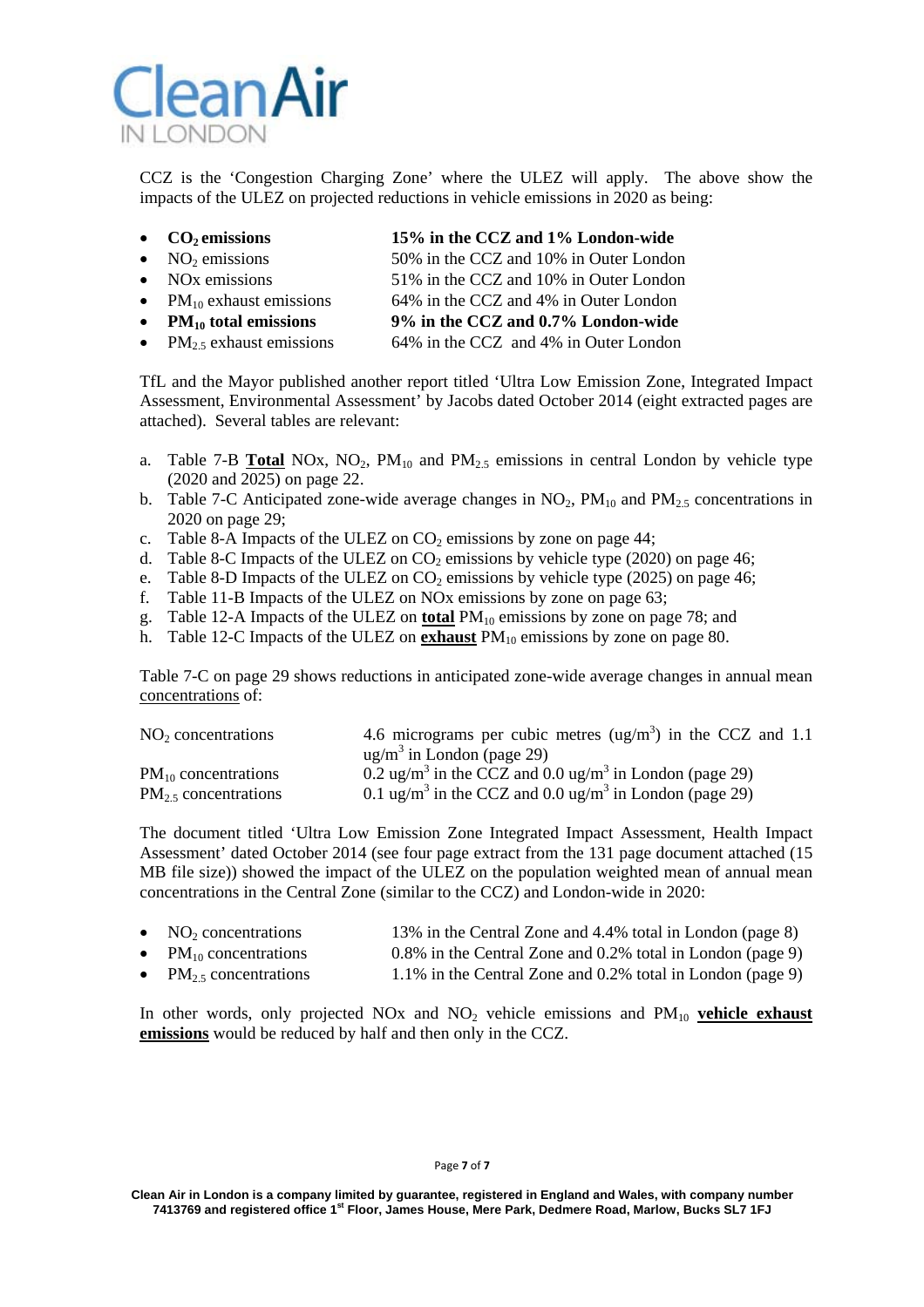CCZ is the 'Congestion Charging Zone' where the ULEZ will apply. The above show the impacts of the ULEZ on projected reductions in vehicle emissions in 2020 as being:

- **$CO_2$ emissions** — **15% in the CCZ and 1% London-wide**
- $NO_2$ emissions — 50% in the CCZ and 10% in Outer London
- NOx emissions — 51% in the CCZ and 10% in Outer London
- $PM_{10}$ exhaust emissions — 64% in the CCZ and 4% in Outer London
- **$PM_{10}$ total emissions** — **9% in the CCZ and 0.7% London-wide**
- $PM_{2.5}$ exhaust emissions — 64% in the CCZ and 4% in Outer London

TfL and the Mayor published another report titled 'Ultra Low Emission Zone, Integrated Impact Assessment, Environmental Assessment' by Jacobs dated October 2014 (eight extracted pages are attached). Several tables are relevant:

a. Table 7-B **Total** NOx, $NO_2$, $PM_{10}$ and $PM_{2.5}$ emissions in central London by vehicle type (2020 and 2025) on page 22.
b. Table 7-C Anticipated zone-wide average changes in $NO_2$, $PM_{10}$ and $PM_{2.5}$ concentrations in 2020 on page 29;
c. Table 8-A Impacts of the ULEZ on $CO_2$ emissions by zone on page 44;
d. Table 8-C Impacts of the ULEZ on $CO_2$ emissions by vehicle type (2020) on page 46;
e. Table 8-D Impacts of the ULEZ on $CO_2$ emissions by vehicle type (2025) on page 46;
f. Table 11-B Impacts of the ULEZ on NOx emissions by zone on page 63;
g. Table 12-A Impacts of the ULEZ on **total** $PM_{10}$ emissions by zone on page 78; and
h. Table 12-C Impacts of the ULEZ on **exhaust** $PM_{10}$ emissions by zone on page 80.

Table 7-C on page 29 shows reductions in anticipated zone-wide average changes in annual mean concentrations of:

| | |
|---|---|
| $NO_2$ concentrations | 4.6 micrograms per cubic metres (ug/$m^3$) in the CCZ and 1.1 ug/$m^3$ in London (page 29) |
| $PM_{10}$ concentrations | 0.2 ug/$m^3$ in the CCZ and 0.0 ug/$m^3$ in London (page 29) |
| $PM_{2.5}$ concentrations | 0.1 ug/$m^3$ in the CCZ and 0.0 ug/$m^3$ in London (page 29) |

The document titled 'Ultra Low Emission Zone Integrated Impact Assessment, Health Impact Assessment' dated October 2014 (see four page extract from the 131 page document attached (15 MB file size)) showed the impact of the ULEZ on the population weighted mean of annual mean concentrations in the Central Zone (similar to the CCZ) and London-wide in 2020:

- $NO_2$ concentrations — 13% in the Central Zone and 4.4% total in London (page 8)
- $PM_{10}$ concentrations — 0.8% in the Central Zone and 0.2% total in London (page 9)
- $PM_{2.5}$ concentrations — 1.1% in the Central Zone and 0.2% total in London (page 9)

In other words, only projected NOx and $NO_2$ vehicle emissions and $PM_{10}$ **vehicle exhaust emissions** would be reduced by half and then only in the CCZ.

**Clean Air in London is a company limited by guarantee, registered in England and Wales, with company number 7413769 and registered office 1st Floor, James House, Mere Park, Dedmere Road, Marlow, Bucks SL7 1FJ**